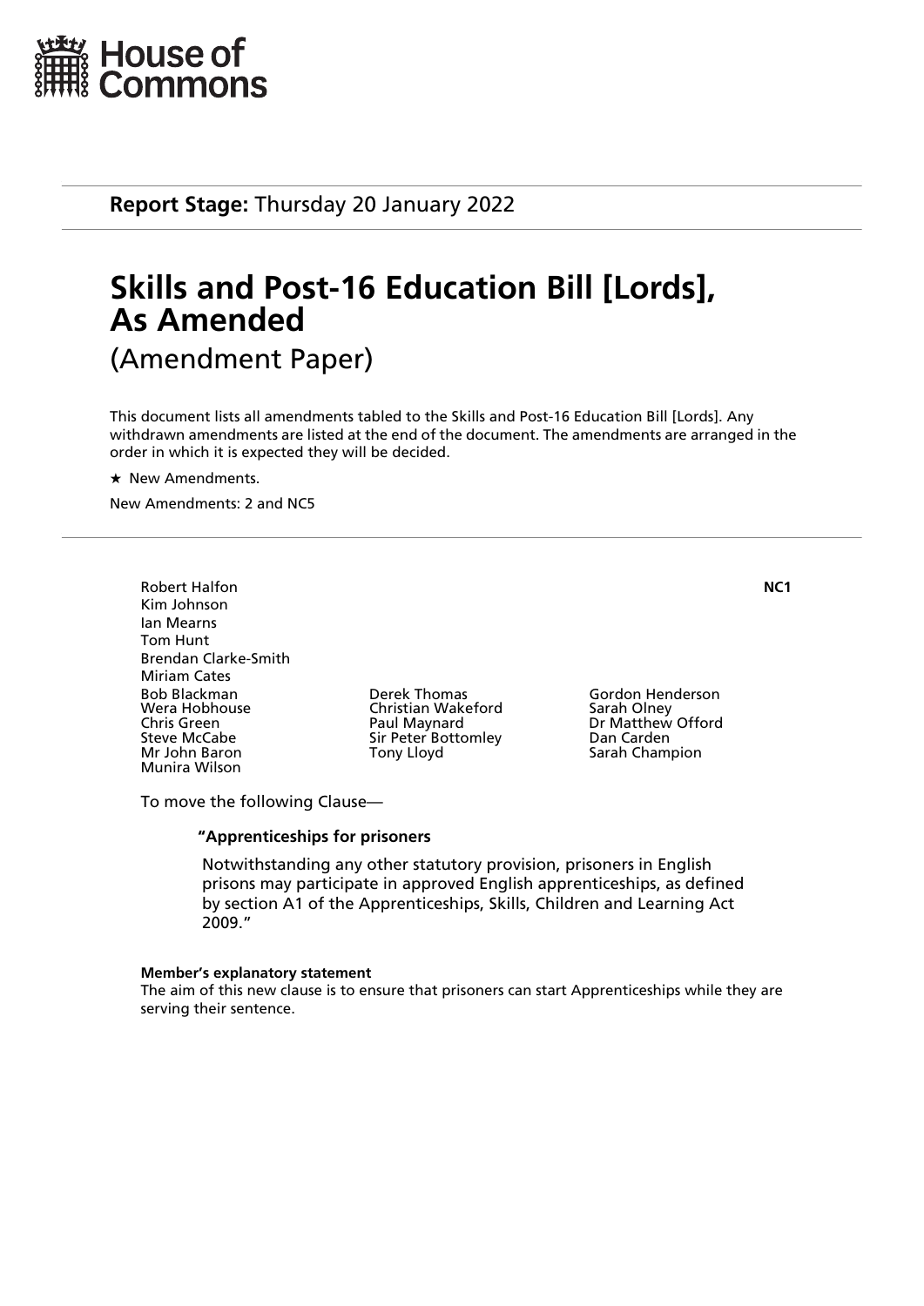House of Commons

**Report Stage:** Thursday 20 January 2022

# Skills and Post-16 Education Bill [Lords], As Amended

(Amendment Paper)

This document lists all amendments tabled to the Skills and Post-16 Education Bill [Lords]. Any withdrawn amendments are listed at the end of the document. The amendments are arranged in the order in which it is expected they will be decided.

★ New Amendments.

New Amendments: 2 and NC5

**NC1**

Robert Halfon
Kim Johnson
Ian Mearns
Tom Hunt
Brendan Clarke-Smith
Miriam Cates
Bob Blackman
Wera Hobhouse
Chris Green
Steve McCabe
Mr John Baron
Munira Wilson
Derek Thomas
Christian Wakeford
Paul Maynard
Sir Peter Bottomley
Tony Lloyd
Gordon Henderson
Sarah Olney
Dr Matthew Offord
Dan Carden
Sarah Champion

To move the following Clause—

**"Apprenticeships for prisoners**

Notwithstanding any other statutory provision, prisoners in English prisons may participate in approved English apprenticeships, as defined by section A1 of the Apprenticeships, Skills, Children and Learning Act 2009."

**Member's explanatory statement**

The aim of this new clause is to ensure that prisoners can start Apprenticeships while they are serving their sentence.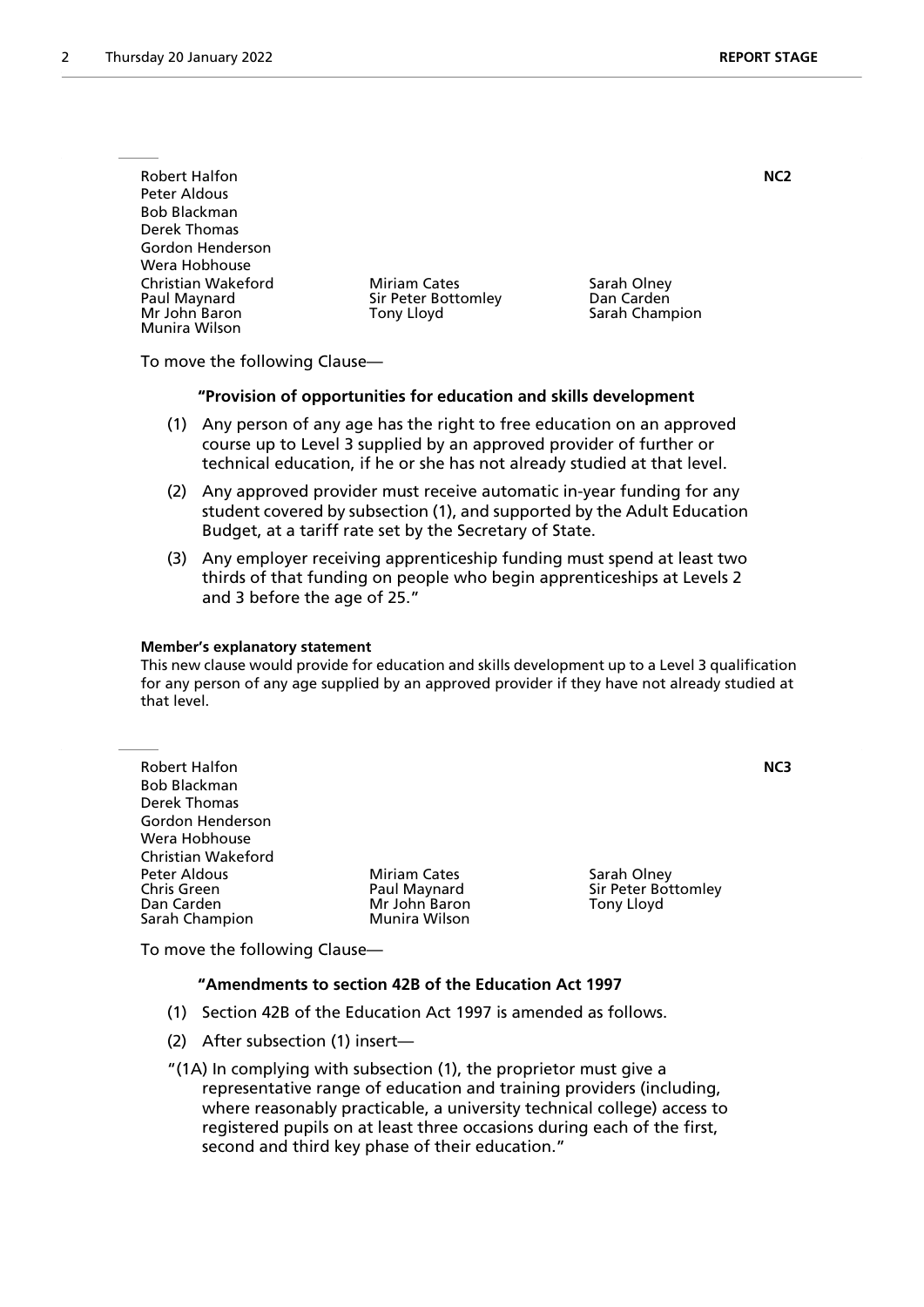Robert Halfon
Peter Aldous
Bob Blackman
Derek Thomas
Gordon Henderson
Wera Hobhouse
Christian Wakeford
Miriam Cates
Sarah Olney
Paul Maynard
Sir Peter Bottomley
Dan Carden
Mr John Baron
Tony Lloyd
Sarah Champion
Munira Wilson

**NC2**

To move the following Clause—

**"Provision of opportunities for education and skills development**

(1) Any person of any age has the right to free education on an approved course up to Level 3 supplied by an approved provider of further or technical education, if he or she has not already studied at that level.

(2) Any approved provider must receive automatic in-year funding for any student covered by subsection (1), and supported by the Adult Education Budget, at a tariff rate set by the Secretary of State.

(3) Any employer receiving apprenticeship funding must spend at least two thirds of that funding on people who begin apprenticeships at Levels 2 and 3 before the age of 25."

**Member's explanatory statement**

This new clause would provide for education and skills development up to a Level 3 qualification for any person of any age supplied by an approved provider if they have not already studied at that level.

---

Robert Halfon
Bob Blackman
Derek Thomas
Gordon Henderson
Wera Hobhouse
Christian Wakeford
Peter Aldous
Miriam Cates
Sarah Olney
Chris Green
Paul Maynard
Sir Peter Bottomley
Dan Carden
Mr John Baron
Tony Lloyd
Sarah Champion
Munira Wilson

**NC3**

To move the following Clause—

**"Amendments to section 42B of the Education Act 1997**

(1) Section 42B of the Education Act 1997 is amended as follows.

(2) After subsection (1) insert—

"(1A) In complying with subsection (1), the proprietor must give a representative range of education and training providers (including, where reasonably practicable, a university technical college) access to registered pupils on at least three occasions during each of the first, second and third key phase of their education."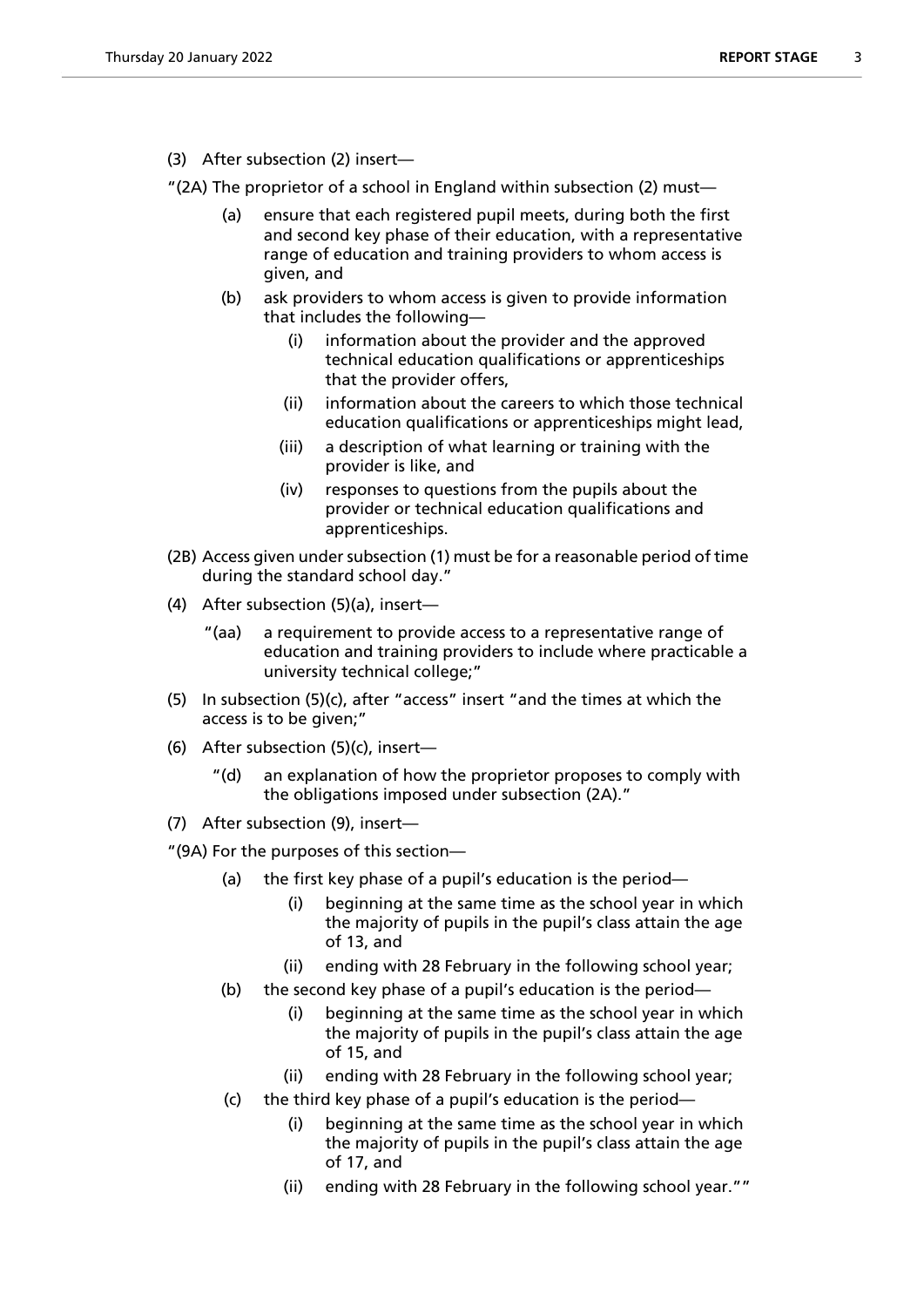(3) After subsection (2) insert—

"(2A) The proprietor of a school in England within subsection (2) must—

- (a) ensure that each registered pupil meets, during both the first and second key phase of their education, with a representative range of education and training providers to whom access is given, and
- (b) ask providers to whom access is given to provide information that includes the following—
  - (i) information about the provider and the approved technical education qualifications or apprenticeships that the provider offers,
  - (ii) information about the careers to which those technical education qualifications or apprenticeships might lead,
  - (iii) a description of what learning or training with the provider is like, and
  - (iv) responses to questions from the pupils about the provider or technical education qualifications and apprenticeships.

(2B) Access given under subsection (1) must be for a reasonable period of time during the standard school day."

(4) After subsection (5)(a), insert—

"(aa) a requirement to provide access to a representative range of education and training providers to include where practicable a university technical college;"

(5) In subsection (5)(c), after "access" insert "and the times at which the access is to be given;"

(6) After subsection (5)(c), insert—

"(d) an explanation of how the proprietor proposes to comply with the obligations imposed under subsection (2A)."

(7) After subsection (9), insert—

"(9A) For the purposes of this section—

- (a) the first key phase of a pupil's education is the period—
  - (i) beginning at the same time as the school year in which the majority of pupils in the pupil's class attain the age of 13, and
  - (ii) ending with 28 February in the following school year;
- (b) the second key phase of a pupil's education is the period—
  - (i) beginning at the same time as the school year in which the majority of pupils in the pupil's class attain the age of 15, and
  - (ii) ending with 28 February in the following school year;
- (c) the third key phase of a pupil's education is the period—
  - (i) beginning at the same time as the school year in which the majority of pupils in the pupil's class attain the age of 17, and
  - (ii) ending with 28 February in the following school year.""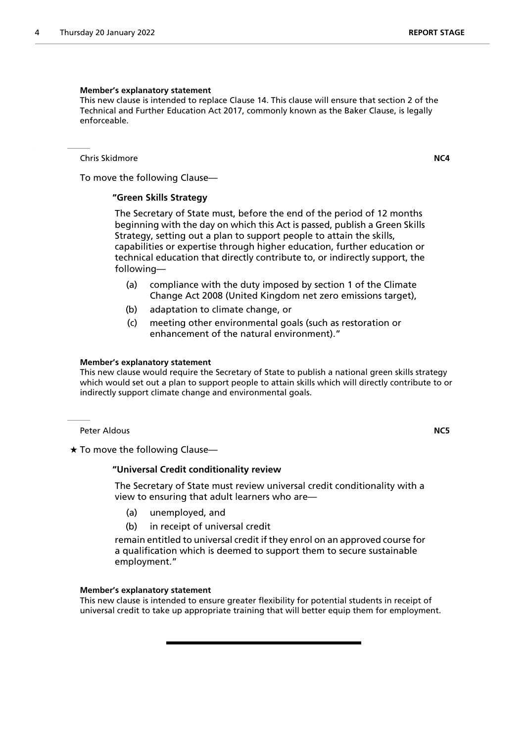**Member's explanatory statement**

This new clause is intended to replace Clause 14. This clause will ensure that section 2 of the Technical and Further Education Act 2017, commonly known as the Baker Clause, is legally enforceable.

Chris Skidmore **NC4**

To move the following Clause—

**"Green Skills Strategy**

The Secretary of State must, before the end of the period of 12 months beginning with the day on which this Act is passed, publish a Green Skills Strategy, setting out a plan to support people to attain the skills, capabilities or expertise through higher education, further education or technical education that directly contribute to, or indirectly support, the following—

(a) compliance with the duty imposed by section 1 of the Climate Change Act 2008 (United Kingdom net zero emissions target),

(b) adaptation to climate change, or

(c) meeting other environmental goals (such as restoration or enhancement of the natural environment)."

**Member's explanatory statement**

This new clause would require the Secretary of State to publish a national green skills strategy which would set out a plan to support people to attain skills which will directly contribute to or indirectly support climate change and environmental goals.

Peter Aldous **NC5**

★ To move the following Clause—

**"Universal Credit conditionality review**

The Secretary of State must review universal credit conditionality with a view to ensuring that adult learners who are—

(a) unemployed, and

(b) in receipt of universal credit

remain entitled to universal credit if they enrol on an approved course for a qualification which is deemed to support them to secure sustainable employment."

**Member's explanatory statement**

This new clause is intended to ensure greater flexibility for potential students in receipt of universal credit to take up appropriate training that will better equip them for employment.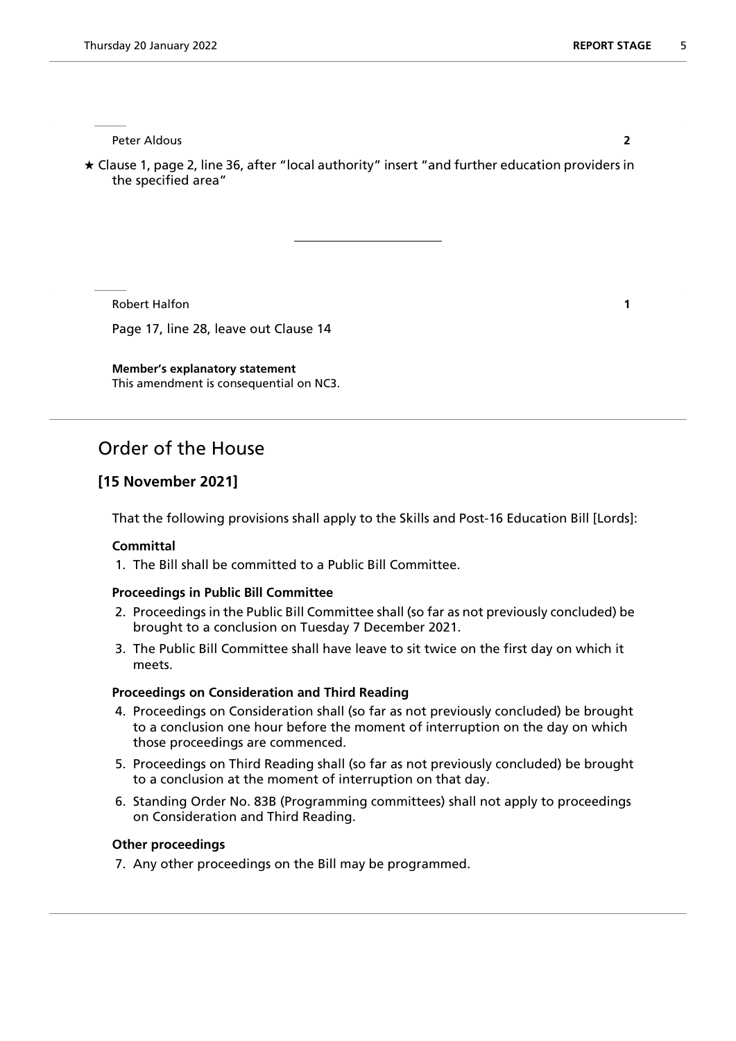Peter Aldous **2**

★ Clause 1, page 2, line 36, after "local authority" insert "and further education providers in the specified area"

---

Robert Halfon **1**

Page 17, line 28, leave out Clause 14

**Member's explanatory statement**
This amendment is consequential on NC3.

---

## Order of the House

### [15 November 2021]

That the following provisions shall apply to the Skills and Post-16 Education Bill [Lords]:

**Committal**

1. The Bill shall be committed to a Public Bill Committee.

**Proceedings in Public Bill Committee**

2. Proceedings in the Public Bill Committee shall (so far as not previously concluded) be brought to a conclusion on Tuesday 7 December 2021.
3. The Public Bill Committee shall have leave to sit twice on the first day on which it meets.

**Proceedings on Consideration and Third Reading**

4. Proceedings on Consideration shall (so far as not previously concluded) be brought to a conclusion one hour before the moment of interruption on the day on which those proceedings are commenced.
5. Proceedings on Third Reading shall (so far as not previously concluded) be brought to a conclusion at the moment of interruption on that day.
6. Standing Order No. 83B (Programming committees) shall not apply to proceedings on Consideration and Third Reading.

**Other proceedings**

7. Any other proceedings on the Bill may be programmed.